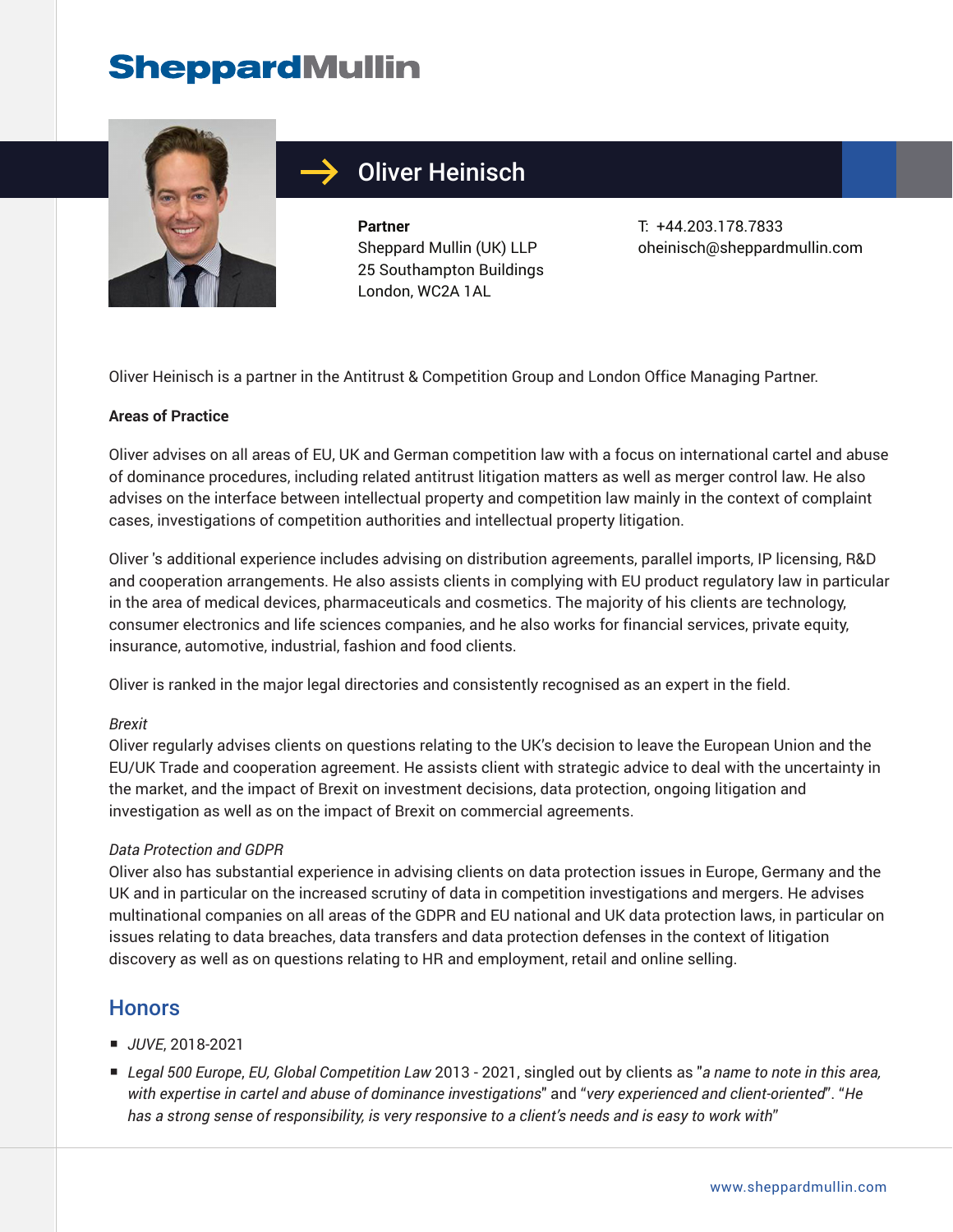# Oliver Heinisch

**Partner**
Sheppard Mullin (UK) LLP
25 Southampton Buildings
London, WC2A 1AL

T: +44.203.178.7833
oheinisch@sheppardmullin.com

Oliver Heinisch is a partner in the Antitrust & Competition Group and London Office Managing Partner.

**Areas of Practice**

Oliver advises on all areas of EU, UK and German competition law with a focus on international cartel and abuse of dominance procedures, including related antitrust litigation matters as well as merger control law. He also advises on the interface between intellectual property and competition law mainly in the context of complaint cases, investigations of competition authorities and intellectual property litigation.

Oliver 's additional experience includes advising on distribution agreements, parallel imports, IP licensing, R&D and cooperation arrangements. He also assists clients in complying with EU product regulatory law in particular in the area of medical devices, pharmaceuticals and cosmetics. The majority of his clients are technology, consumer electronics and life sciences companies, and he also works for financial services, private equity, insurance, automotive, industrial, fashion and food clients.

Oliver is ranked in the major legal directories and consistently recognised as an expert in the field.

*Brexit*
Oliver regularly advises clients on questions relating to the UK's decision to leave the European Union and the EU/UK Trade and cooperation agreement. He assists client with strategic advice to deal with the uncertainty in the market, and the impact of Brexit on investment decisions, data protection, ongoing litigation and investigation as well as on the impact of Brexit on commercial agreements.

*Data Protection and GDPR*
Oliver also has substantial experience in advising clients on data protection issues in Europe, Germany and the UK and in particular on the increased scrutiny of data in competition investigations and mergers. He advises multinational companies on all areas of the GDPR and EU national and UK data protection laws, in particular on issues relating to data breaches, data transfers and data protection defenses in the context of litigation discovery as well as on questions relating to HR and employment, retail and online selling.

## Honors

- *JUVE*, 2018-2021
- *Legal 500 Europe, EU, Global Competition Law* 2013 - 2021, singled out by clients as "*a name to note in this area, with expertise in cartel and abuse of dominance investigations*" and "*very experienced and client-oriented*". "*He has a strong sense of responsibility, is very responsive to a client's needs and is easy to work with*"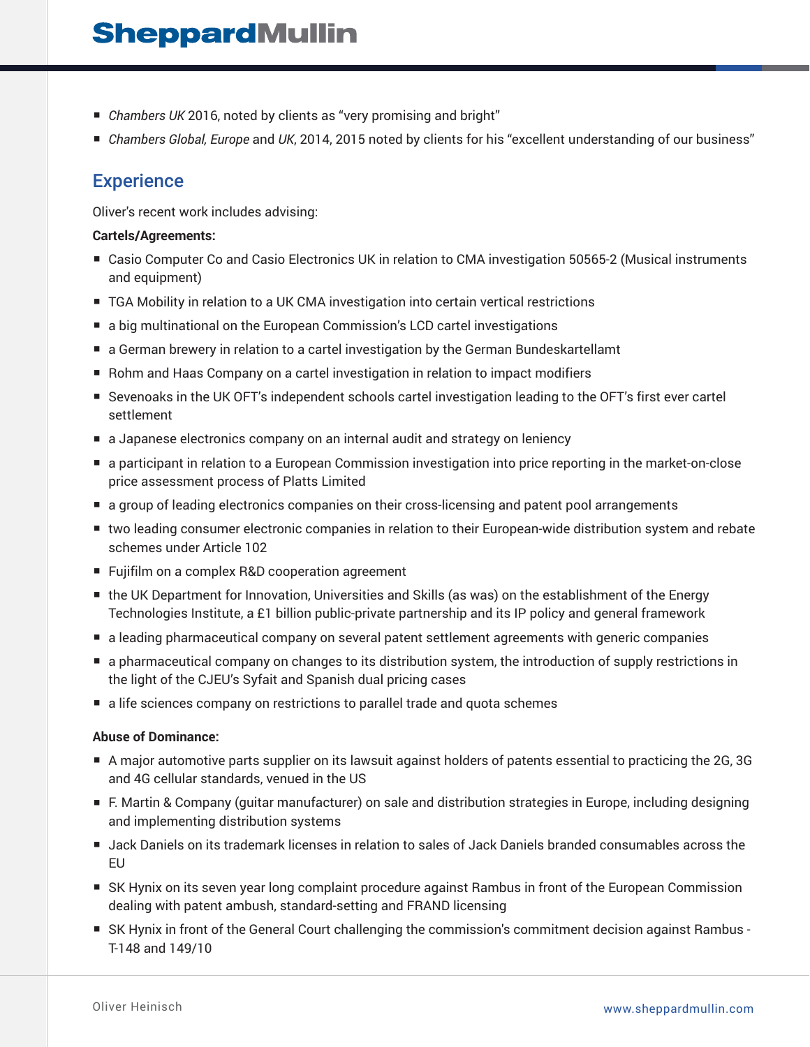- *Chambers UK* 2016, noted by clients as "very promising and bright"
- *Chambers Global, Europe* and *UK*, 2014, 2015 noted by clients for his "excellent understanding of our business"

## Experience

Oliver's recent work includes advising:

**Cartels/Agreements:**

- Casio Computer Co and Casio Electronics UK in relation to CMA investigation 50565-2 (Musical instruments and equipment)
- TGA Mobility in relation to a UK CMA investigation into certain vertical restrictions
- a big multinational on the European Commission's LCD cartel investigations
- a German brewery in relation to a cartel investigation by the German Bundeskartellamt
- Rohm and Haas Company on a cartel investigation in relation to impact modifiers
- Sevenoaks in the UK OFT's independent schools cartel investigation leading to the OFT's first ever cartel settlement
- a Japanese electronics company on an internal audit and strategy on leniency
- a participant in relation to a European Commission investigation into price reporting in the market-on-close price assessment process of Platts Limited
- a group of leading electronics companies on their cross-licensing and patent pool arrangements
- two leading consumer electronic companies in relation to their European-wide distribution system and rebate schemes under Article 102
- Fujifilm on a complex R&D cooperation agreement
- the UK Department for Innovation, Universities and Skills (as was) on the establishment of the Energy Technologies Institute, a £1 billion public-private partnership and its IP policy and general framework
- a leading pharmaceutical company on several patent settlement agreements with generic companies
- a pharmaceutical company on changes to its distribution system, the introduction of supply restrictions in the light of the CJEU's Syfait and Spanish dual pricing cases
- a life sciences company on restrictions to parallel trade and quota schemes

**Abuse of Dominance:**

- A major automotive parts supplier on its lawsuit against holders of patents essential to practicing the 2G, 3G and 4G cellular standards, venued in the US
- F. Martin & Company (guitar manufacturer) on sale and distribution strategies in Europe, including designing and implementing distribution systems
- Jack Daniels on its trademark licenses in relation to sales of Jack Daniels branded consumables across the EU
- SK Hynix on its seven year long complaint procedure against Rambus in front of the European Commission dealing with patent ambush, standard-setting and FRAND licensing
- SK Hynix in front of the General Court challenging the commission's commitment decision against Rambus - T-148 and 149/10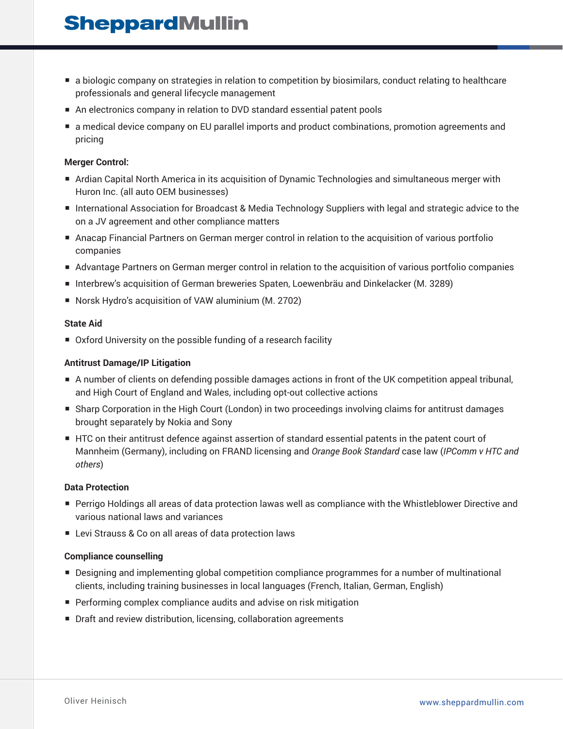- a biologic company on strategies in relation to competition by biosimilars, conduct relating to healthcare professionals and general lifecycle management
- An electronics company in relation to DVD standard essential patent pools
- a medical device company on EU parallel imports and product combinations, promotion agreements and pricing

**Merger Control:**

- Ardian Capital North America in its acquisition of Dynamic Technologies and simultaneous merger with Huron Inc. (all auto OEM businesses)
- International Association for Broadcast & Media Technology Suppliers with legal and strategic advice to the on a JV agreement and other compliance matters
- Anacap Financial Partners on German merger control in relation to the acquisition of various portfolio companies
- Advantage Partners on German merger control in relation to the acquisition of various portfolio companies
- Interbrew's acquisition of German breweries Spaten, Loewenbräu and Dinkelacker (M. 3289)
- Norsk Hydro's acquisition of VAW aluminium (M. 2702)

**State Aid**

- Oxford University on the possible funding of a research facility

**Antitrust Damage/IP Litigation**

- A number of clients on defending possible damages actions in front of the UK competition appeal tribunal, and High Court of England and Wales, including opt-out collective actions
- Sharp Corporation in the High Court (London) in two proceedings involving claims for antitrust damages brought separately by Nokia and Sony
- HTC on their antitrust defence against assertion of standard essential patents in the patent court of Mannheim (Germany), including on FRAND licensing and *Orange Book Standard* case law (*IPComm v HTC and others*)

**Data Protection**

- Perrigo Holdings all areas of data protection lawas well as compliance with the Whistleblower Directive and various national laws and variances
- Levi Strauss & Co on all areas of data protection laws

**Compliance counselling**

- Designing and implementing global competition compliance programmes for a number of multinational clients, including training businesses in local languages (French, Italian, German, English)
- Performing complex compliance audits and advise on risk mitigation
- Draft and review distribution, licensing, collaboration agreements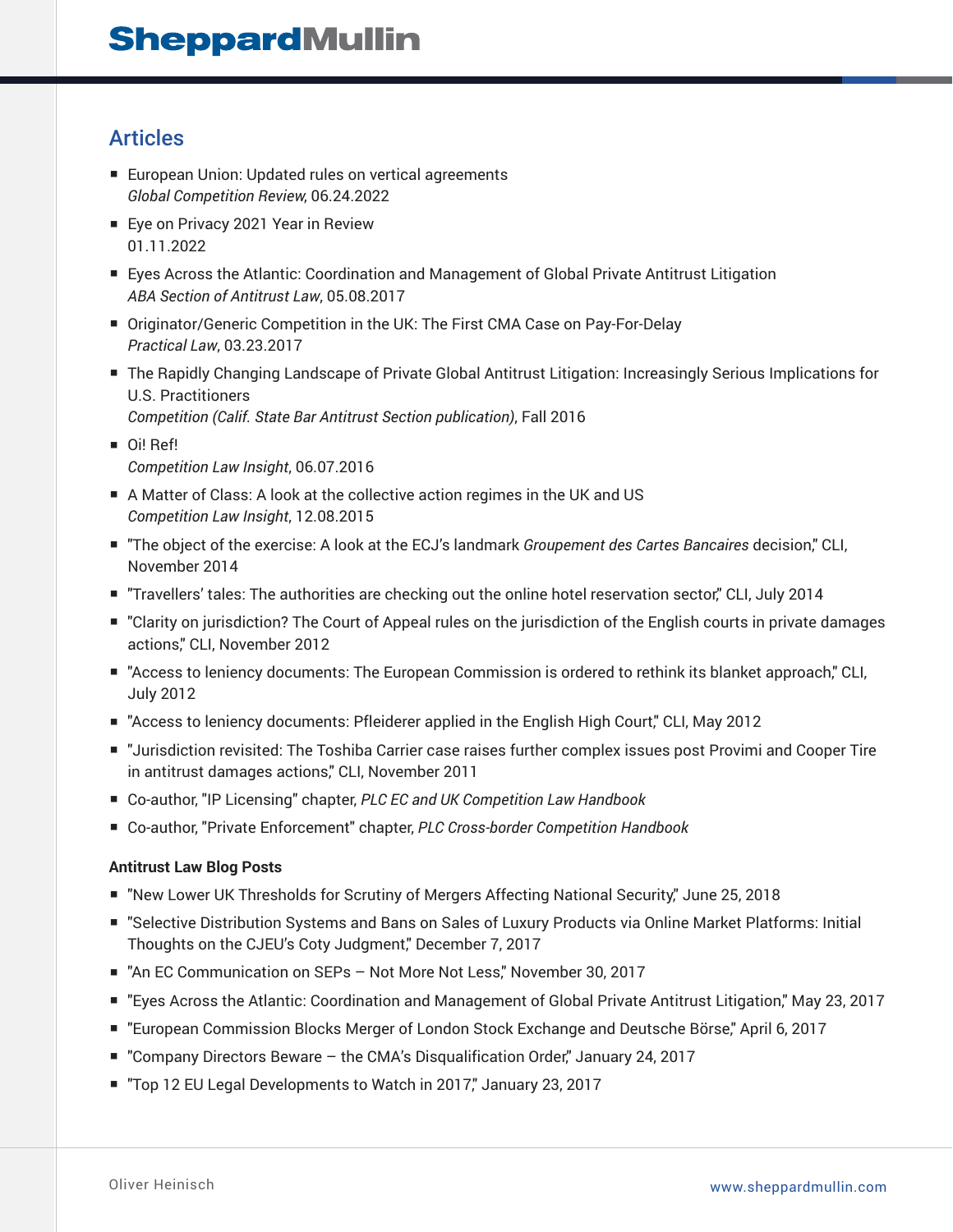## Articles

- European Union: Updated rules on vertical agreements
  *Global Competition Review*, 06.24.2022
- Eye on Privacy 2021 Year in Review
  01.11.2022
- Eyes Across the Atlantic: Coordination and Management of Global Private Antitrust Litigation
  *ABA Section of Antitrust Law*, 05.08.2017
- Originator/Generic Competition in the UK: The First CMA Case on Pay-For-Delay
  *Practical Law*, 03.23.2017
- The Rapidly Changing Landscape of Private Global Antitrust Litigation: Increasingly Serious Implications for U.S. Practitioners
  *Competition (Calif. State Bar Antitrust Section publication)*, Fall 2016
- Oi! Ref!
  *Competition Law Insight*, 06.07.2016
- A Matter of Class: A look at the collective action regimes in the UK and US
  *Competition Law Insight*, 12.08.2015
- "The object of the exercise: A look at the ECJ's landmark *Groupement des Cartes Bancaires* decision," CLI, November 2014
- "Travellers' tales: The authorities are checking out the online hotel reservation sector," CLI, July 2014
- "Clarity on jurisdiction? The Court of Appeal rules on the jurisdiction of the English courts in private damages actions," CLI, November 2012
- "Access to leniency documents: The European Commission is ordered to rethink its blanket approach," CLI, July 2012
- "Access to leniency documents: Pfleiderer applied in the English High Court," CLI, May 2012
- "Jurisdiction revisited: The Toshiba Carrier case raises further complex issues post Provimi and Cooper Tire in antitrust damages actions," CLI, November 2011
- Co-author, "IP Licensing" chapter, *PLC EC and UK Competition Law Handbook*
- Co-author, "Private Enforcement" chapter, *PLC Cross-border Competition Handbook*

**Antitrust Law Blog Posts**

- "New Lower UK Thresholds for Scrutiny of Mergers Affecting National Security," June 25, 2018
- "Selective Distribution Systems and Bans on Sales of Luxury Products via Online Market Platforms: Initial Thoughts on the CJEU's Coty Judgment," December 7, 2017
- "An EC Communication on SEPs – Not More Not Less," November 30, 2017
- "Eyes Across the Atlantic: Coordination and Management of Global Private Antitrust Litigation," May 23, 2017
- "European Commission Blocks Merger of London Stock Exchange and Deutsche Börse," April 6, 2017
- "Company Directors Beware – the CMA's Disqualification Order," January 24, 2017
- "Top 12 EU Legal Developments to Watch in 2017," January 23, 2017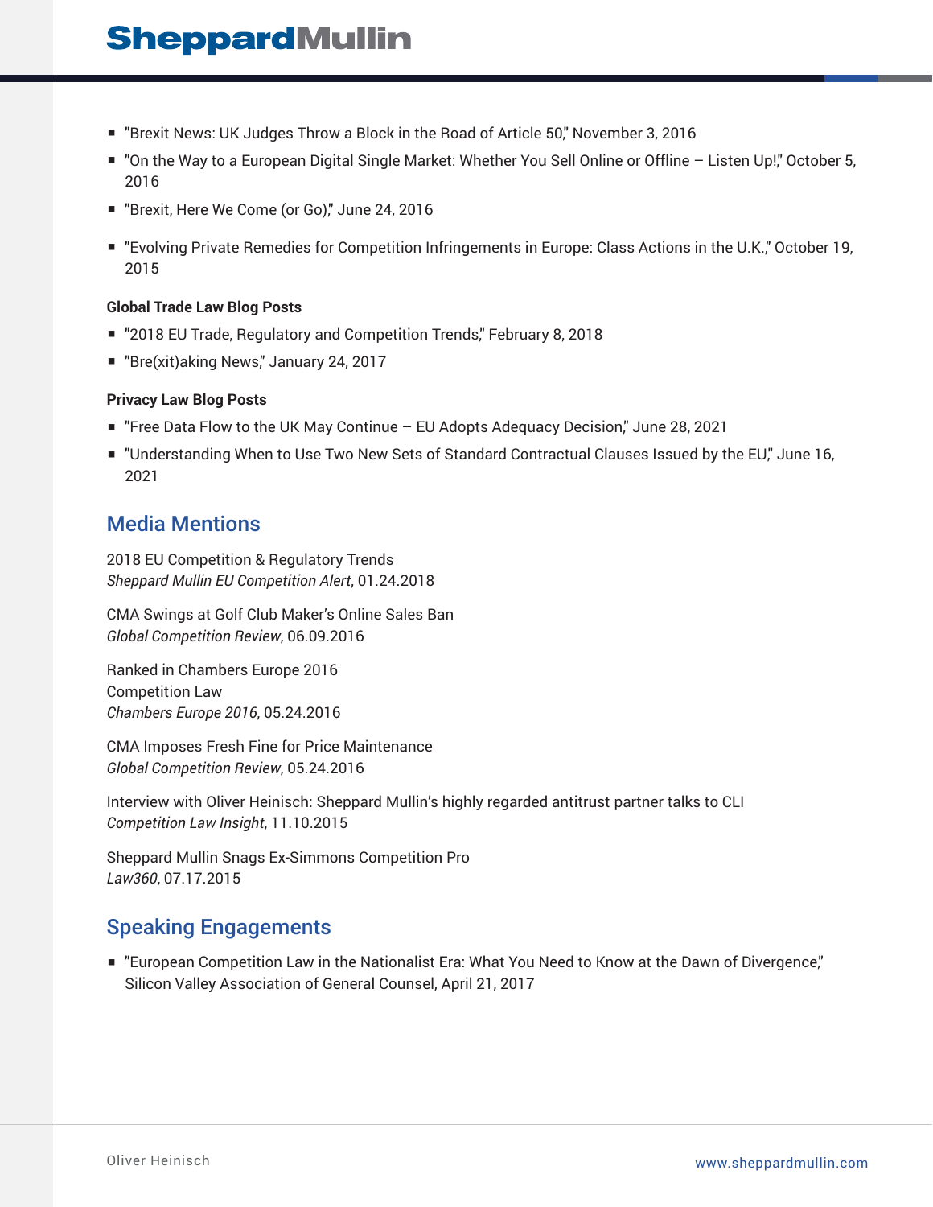- "Brexit News: UK Judges Throw a Block in the Road of Article 50," November 3, 2016
- "On the Way to a European Digital Single Market: Whether You Sell Online or Offline – Listen Up!," October 5, 2016
- "Brexit, Here We Come (or Go)," June 24, 2016
- "Evolving Private Remedies for Competition Infringements in Europe: Class Actions in the U.K.," October 19, 2015

**Global Trade Law Blog Posts**

- "2018 EU Trade, Regulatory and Competition Trends," February 8, 2018
- "Bre(xit)aking News," January 24, 2017

**Privacy Law Blog Posts**

- "Free Data Flow to the UK May Continue – EU Adopts Adequacy Decision," June 28, 2021
- "Understanding When to Use Two New Sets of Standard Contractual Clauses Issued by the EU," June 16, 2021

## Media Mentions

2018 EU Competition & Regulatory Trends
*Sheppard Mullin EU Competition Alert*, 01.24.2018

CMA Swings at Golf Club Maker's Online Sales Ban
*Global Competition Review*, 06.09.2016

Ranked in Chambers Europe 2016
Competition Law
*Chambers Europe 2016*, 05.24.2016

CMA Imposes Fresh Fine for Price Maintenance
*Global Competition Review*, 05.24.2016

Interview with Oliver Heinisch: Sheppard Mullin's highly regarded antitrust partner talks to CLI
*Competition Law Insight*, 11.10.2015

Sheppard Mullin Snags Ex-Simmons Competition Pro
*Law360*, 07.17.2015

## Speaking Engagements

- "European Competition Law in the Nationalist Era: What You Need to Know at the Dawn of Divergence," Silicon Valley Association of General Counsel, April 21, 2017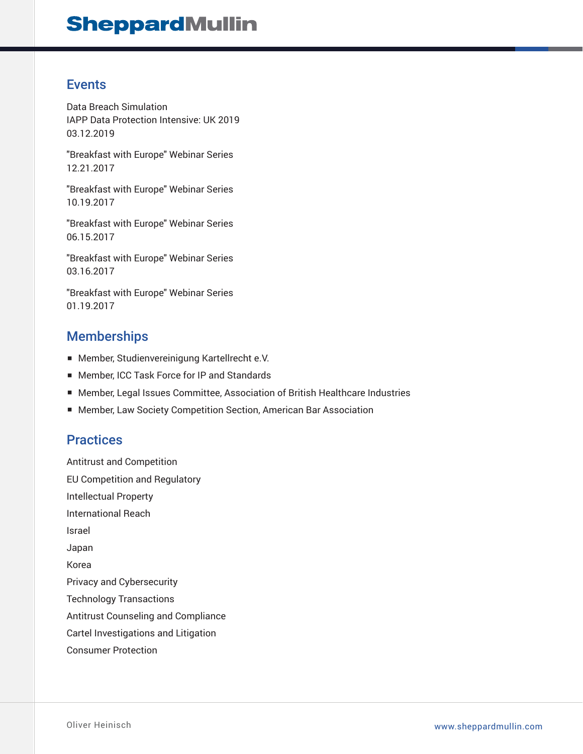## Events

Data Breach Simulation
IAPP Data Protection Intensive: UK 2019
03.12.2019

"Breakfast with Europe" Webinar Series
12.21.2017

"Breakfast with Europe" Webinar Series
10.19.2017

"Breakfast with Europe" Webinar Series
06.15.2017

"Breakfast with Europe" Webinar Series
03.16.2017

"Breakfast with Europe" Webinar Series
01.19.2017

## Memberships

- Member, Studienvereinigung Kartellrecht e.V.
- Member, ICC Task Force for IP and Standards
- Member, Legal Issues Committee, Association of British Healthcare Industries
- Member, Law Society Competition Section, American Bar Association

## Practices

Antitrust and Competition

EU Competition and Regulatory

Intellectual Property

International Reach

Israel

Japan

Korea

Privacy and Cybersecurity

Technology Transactions

Antitrust Counseling and Compliance

Cartel Investigations and Litigation

Consumer Protection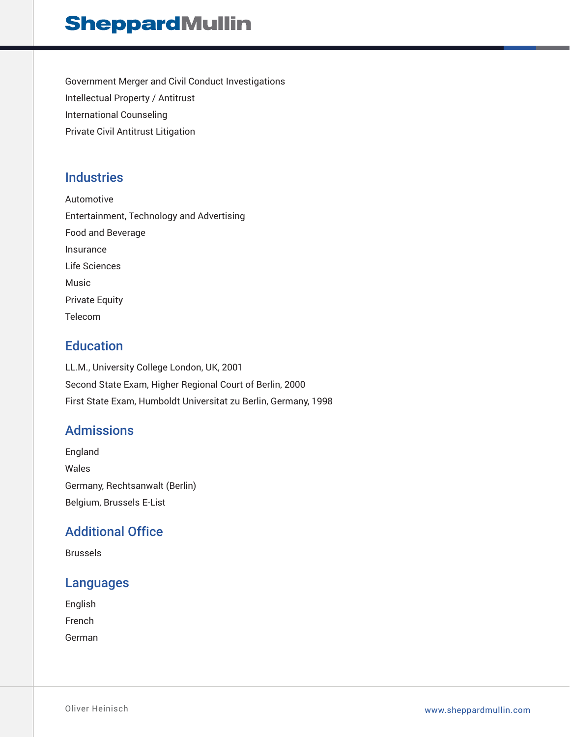Government Merger and Civil Conduct Investigations
Intellectual Property / Antitrust
International Counseling
Private Civil Antitrust Litigation

## Industries

Automotive
Entertainment, Technology and Advertising
Food and Beverage
Insurance
Life Sciences
Music
Private Equity
Telecom

## Education

LL.M., University College London, UK, 2001
Second State Exam, Higher Regional Court of Berlin, 2000
First State Exam, Humboldt Universitat zu Berlin, Germany, 1998

## Admissions

England
Wales
Germany, Rechtsanwalt (Berlin)
Belgium, Brussels E-List

## Additional Office

Brussels

## Languages

English
French
German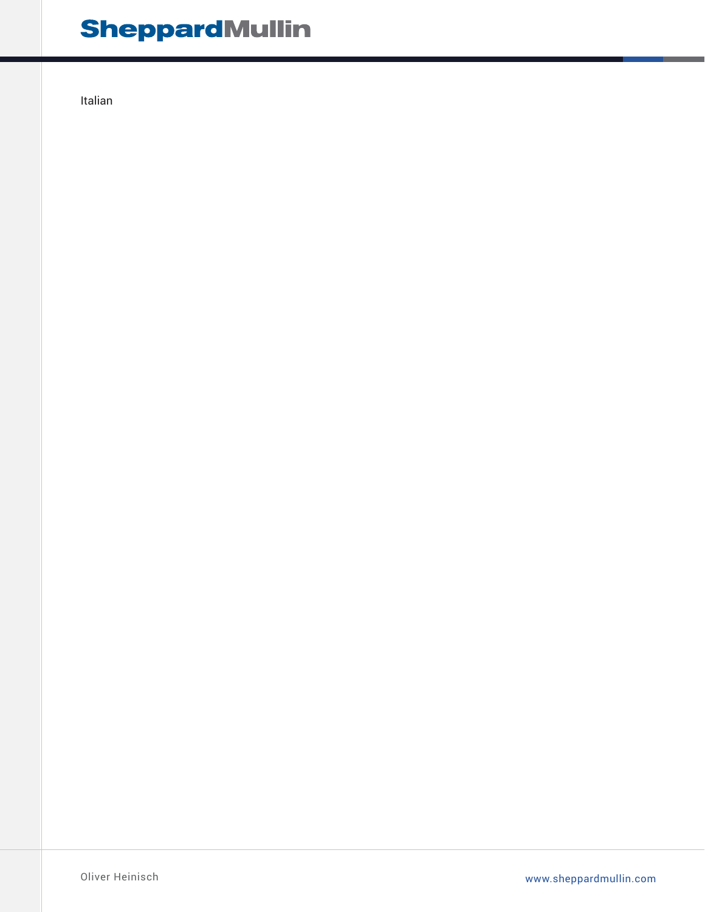Italian